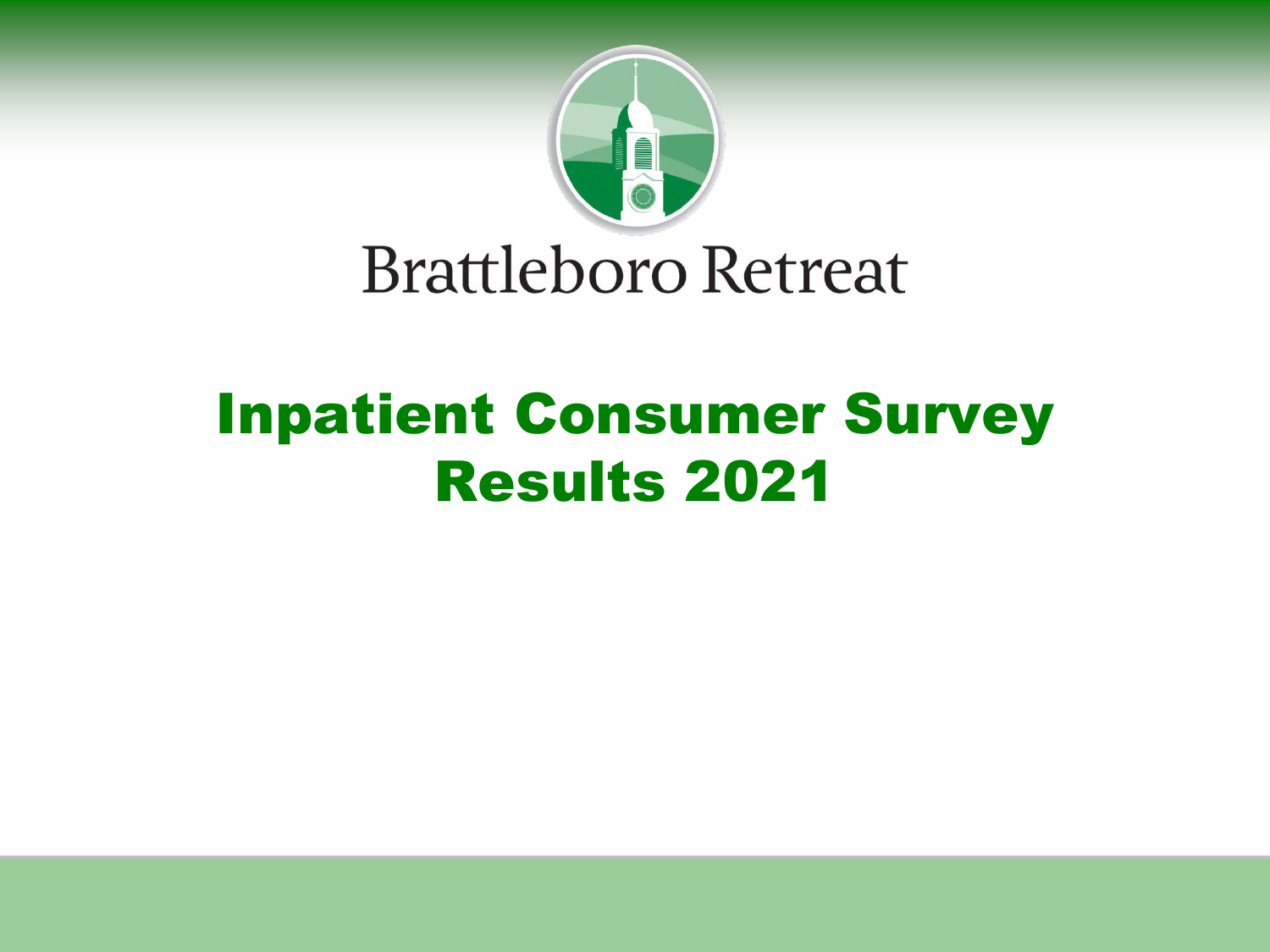Brattleboro Retreat

# Inpatient Consumer Survey Results 2021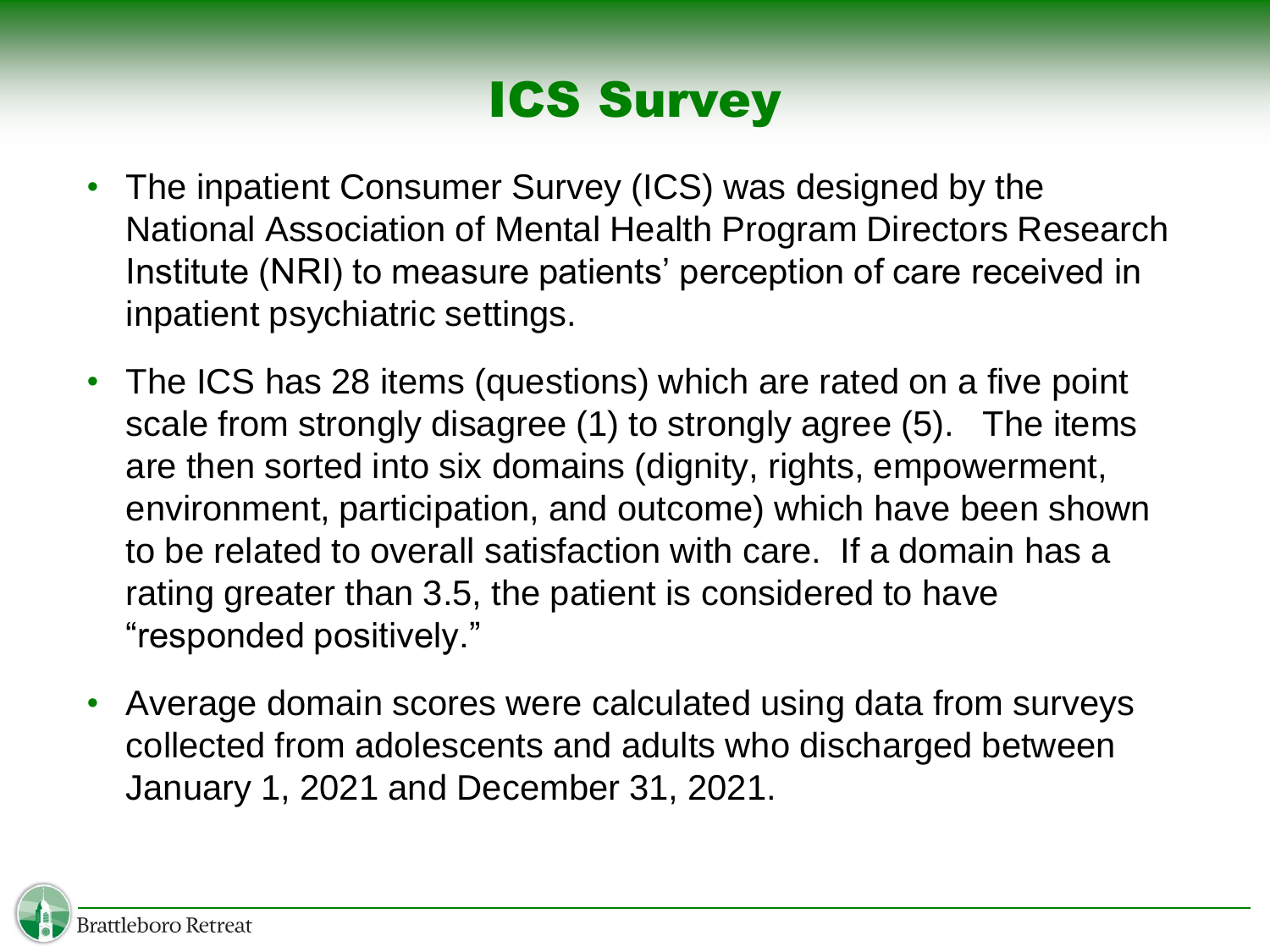# ICS Survey

- The inpatient Consumer Survey (ICS) was designed by the National Association of Mental Health Program Directors Research Institute (NRI) to measure patients' perception of care received in inpatient psychiatric settings.
- The ICS has 28 items (questions) which are rated on a five point scale from strongly disagree (1) to strongly agree (5). The items are then sorted into six domains (dignity, rights, empowerment, environment, participation, and outcome) which have been shown to be related to overall satisfaction with care. If a domain has a rating greater than 3.5, the patient is considered to have "responded positively."
- Average domain scores were calculated using data from surveys collected from adolescents and adults who discharged between January 1, 2021 and December 31, 2021.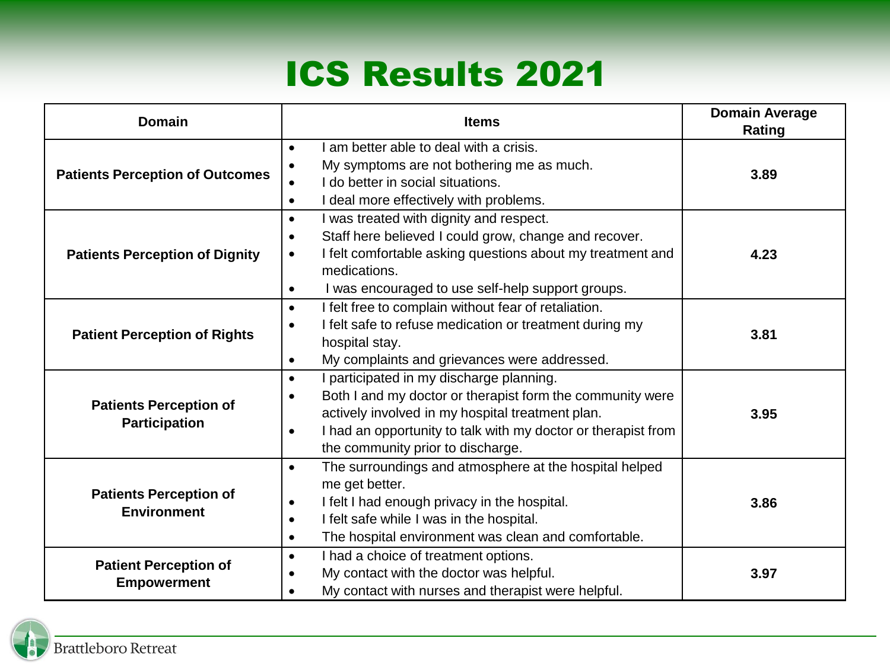# ICS Results 2021

| Domain | Items | Domain Average Rating |
|---|---|---|
| **Patients Perception of Outcomes** | • I am better able to deal with a crisis.<br>• My symptoms are not bothering me as much.<br>• I do better in social situations.<br>• I deal more effectively with problems. | **3.89** |
| **Patients Perception of Dignity** | • I was treated with dignity and respect.<br>• Staff here believed I could grow, change and recover.<br>• I felt comfortable asking questions about my treatment and medications.<br>• I was encouraged to use self-help support groups. | **4.23** |
| **Patient Perception of Rights** | • I felt free to complain without fear of retaliation.<br>• I felt safe to refuse medication or treatment during my hospital stay.<br>• My complaints and grievances were addressed. | **3.81** |
| **Patients Perception of Participation** | • I participated in my discharge planning.<br>• Both I and my doctor or therapist form the community were actively involved in my hospital treatment plan.<br>• I had an opportunity to talk with my doctor or therapist from the community prior to discharge. | **3.95** |
| **Patients Perception of Environment** | • The surroundings and atmosphere at the hospital helped me get better.<br>• I felt I had enough privacy in the hospital.<br>• I felt safe while I was in the hospital.<br>• The hospital environment was clean and comfortable. | **3.86** |
| **Patient Perception of Empowerment** | • I had a choice of treatment options.<br>• My contact with the doctor was helpful.<br>• My contact with nurses and therapist were helpful. | **3.97** |